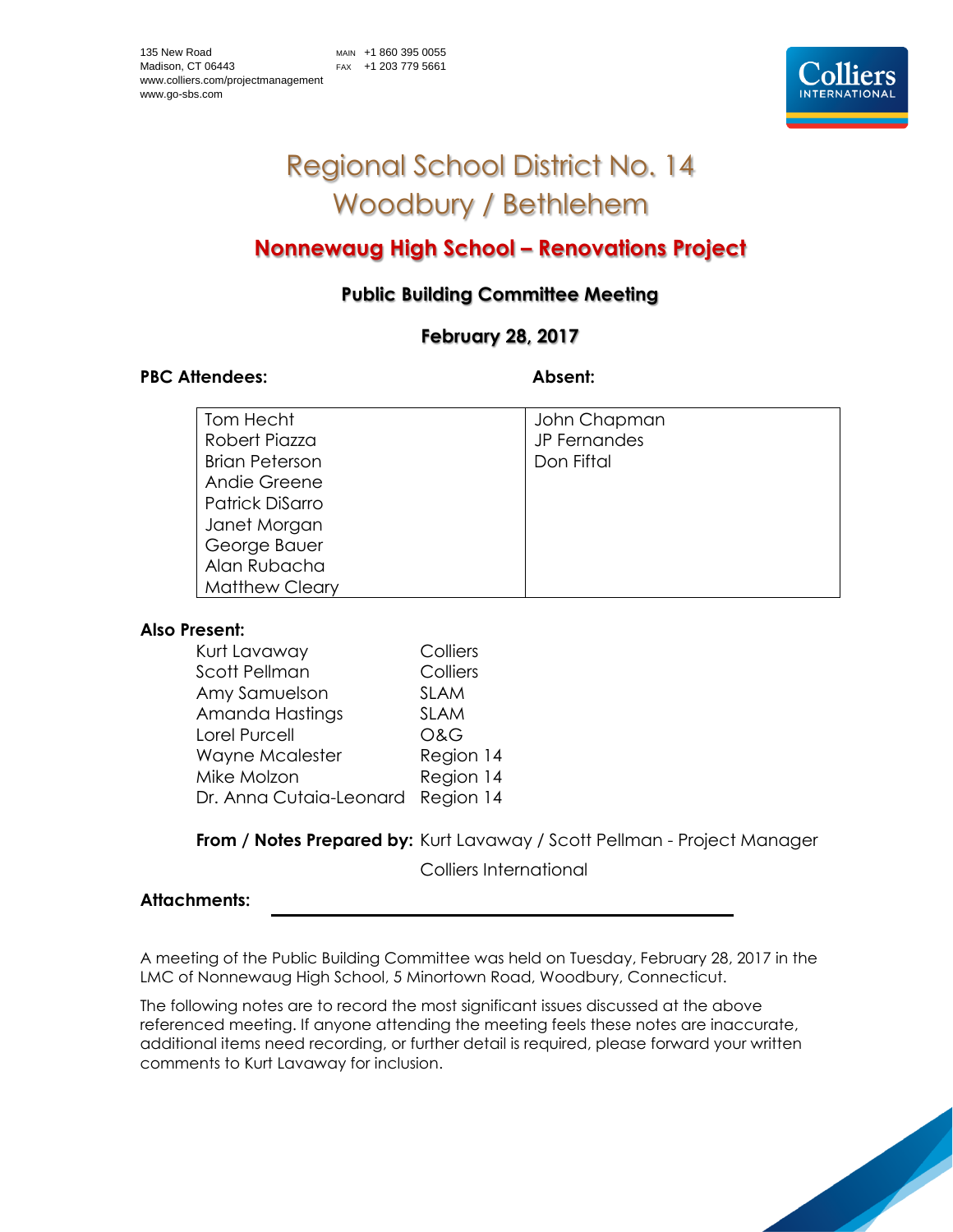135 New Road
Madison, CT 06443
www.colliers.com/projectmanagement
www.go-sbs.com

MAIN +1 860 395 0055
FAX +1 203 779 5661

# Regional School District No. 14
# Woodbury / Bethlehem

## Nonnewaug High School – Renovations Project

### Public Building Committee Meeting

### February 28, 2017

**PBC Attendees:** **Absent:**

| PBC Attendees | Absent |
|---|---|
| Tom Hecht | John Chapman |
| Robert Piazza | JP Fernandes |
| Brian Peterson | Don Fiftal |
| Andie Greene | |
| Patrick DiSarro | |
| Janet Morgan | |
| George Bauer | |
| Alan Rubacha | |
| Matthew Cleary | |

**Also Present:**

| | |
|---|---|
| Kurt Lavaway | Colliers |
| Scott Pellman | Colliers |
| Amy Samuelson | SLAM |
| Amanda Hastings | SLAM |
| Lorel Purcell | O&G |
| Wayne Mcalester | Region 14 |
| Mike Molzon | Region 14 |
| Dr. Anna Cutaia-Leonard | Region 14 |

**From / Notes Prepared by:** Kurt Lavaway / Scott Pellman - Project Manager
Colliers International

**Attachments:**

A meeting of the Public Building Committee was held on Tuesday, February 28, 2017 in the LMC of Nonnewaug High School, 5 Minortown Road, Woodbury, Connecticut.

The following notes are to record the most significant issues discussed at the above referenced meeting. If anyone attending the meeting feels these notes are inaccurate, additional items need recording, or further detail is required, please forward your written comments to Kurt Lavaway for inclusion.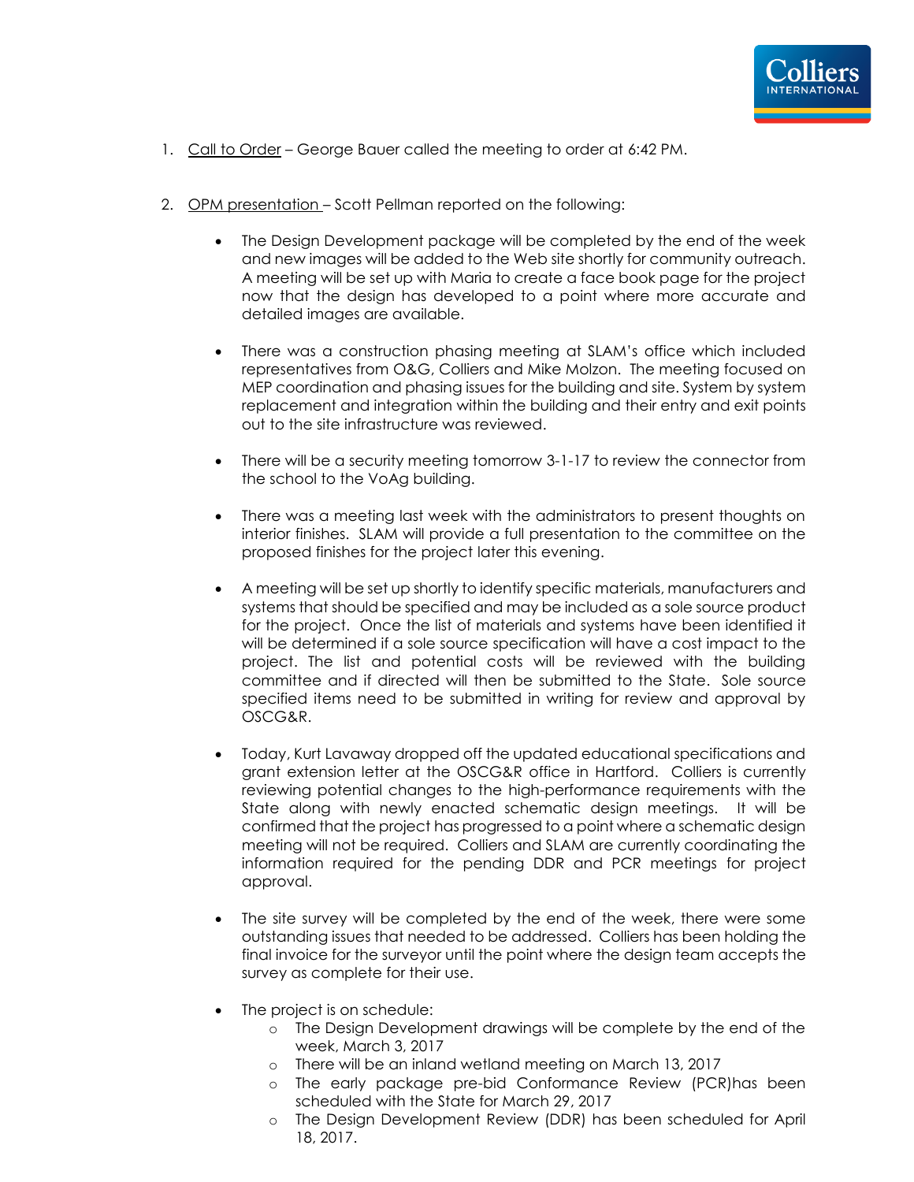1. <u>Call to Order</u> – George Bauer called the meeting to order at 6:42 PM.

2. <u>OPM presentation</u> – Scott Pellman reported on the following:

   - The Design Development package will be completed by the end of the week and new images will be added to the Web site shortly for community outreach. A meeting will be set up with Maria to create a face book page for the project now that the design has developed to a point where more accurate and detailed images are available.

   - There was a construction phasing meeting at SLAM's office which included representatives from O&G, Colliers and Mike Molzon. The meeting focused on MEP coordination and phasing issues for the building and site. System by system replacement and integration within the building and their entry and exit points out to the site infrastructure was reviewed.

   - There will be a security meeting tomorrow 3-1-17 to review the connector from the school to the VoAg building.

   - There was a meeting last week with the administrators to present thoughts on interior finishes. SLAM will provide a full presentation to the committee on the proposed finishes for the project later this evening.

   - A meeting will be set up shortly to identify specific materials, manufacturers and systems that should be specified and may be included as a sole source product for the project. Once the list of materials and systems have been identified it will be determined if a sole source specification will have a cost impact to the project. The list and potential costs will be reviewed with the building committee and if directed will then be submitted to the State. Sole source specified items need to be submitted in writing for review and approval by OSCG&R.

   - Today, Kurt Lavaway dropped off the updated educational specifications and grant extension letter at the OSCG&R office in Hartford. Colliers is currently reviewing potential changes to the high-performance requirements with the State along with newly enacted schematic design meetings. It will be confirmed that the project has progressed to a point where a schematic design meeting will not be required. Colliers and SLAM are currently coordinating the information required for the pending DDR and PCR meetings for project approval.

   - The site survey will be completed by the end of the week, there were some outstanding issues that needed to be addressed. Colliers has been holding the final invoice for the surveyor until the point where the design team accepts the survey as complete for their use.

   - The project is on schedule:
     - The Design Development drawings will be complete by the end of the week, March 3, 2017
     - There will be an inland wetland meeting on March 13, 2017
     - The early package pre-bid Conformance Review (PCR)has been scheduled with the State for March 29, 2017
     - The Design Development Review (DDR) has been scheduled for April 18, 2017.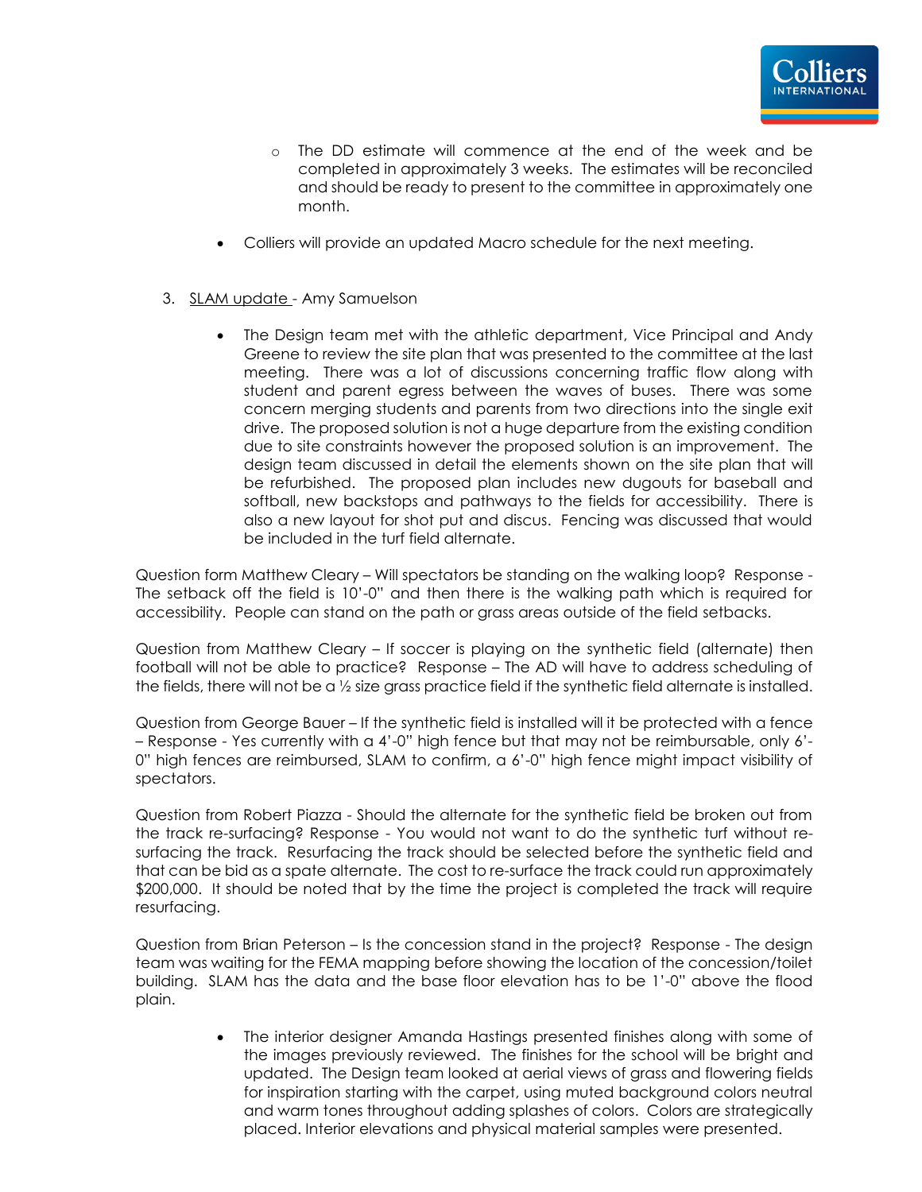- The DD estimate will commence at the end of the week and be completed in approximately 3 weeks. The estimates will be reconciled and should be ready to present to the committee in approximately one month.

- Colliers will provide an updated Macro schedule for the next meeting.

3. <u>SLAM update</u> - Amy Samuelson

   - The Design team met with the athletic department, Vice Principal and Andy Greene to review the site plan that was presented to the committee at the last meeting. There was a lot of discussions concerning traffic flow along with student and parent egress between the waves of buses. There was some concern merging students and parents from two directions into the single exit drive. The proposed solution is not a huge departure from the existing condition due to site constraints however the proposed solution is an improvement. The design team discussed in detail the elements shown on the site plan that will be refurbished. The proposed plan includes new dugouts for baseball and softball, new backstops and pathways to the fields for accessibility. There is also a new layout for shot put and discus. Fencing was discussed that would be included in the turf field alternate.

Question form Matthew Cleary – Will spectators be standing on the walking loop? Response - The setback off the field is 10'-0" and then there is the walking path which is required for accessibility. People can stand on the path or grass areas outside of the field setbacks.

Question from Matthew Cleary – If soccer is playing on the synthetic field (alternate) then football will not be able to practice? Response – The AD will have to address scheduling of the fields, there will not be a ½ size grass practice field if the synthetic field alternate is installed.

Question from George Bauer – If the synthetic field is installed will it be protected with a fence – Response - Yes currently with a 4'-0" high fence but that may not be reimbursable, only 6'-0" high fences are reimbursed, SLAM to confirm, a 6'-0" high fence might impact visibility of spectators.

Question from Robert Piazza - Should the alternate for the synthetic field be broken out from the track re-surfacing? Response - You would not want to do the synthetic turf without re-surfacing the track. Resurfacing the track should be selected before the synthetic field and that can be bid as a spate alternate. The cost to re-surface the track could run approximately $200,000. It should be noted that by the time the project is completed the track will require resurfacing.

Question from Brian Peterson – Is the concession stand in the project? Response - The design team was waiting for the FEMA mapping before showing the location of the concession/toilet building. SLAM has the data and the base floor elevation has to be 1'-0" above the flood plain.

   - The interior designer Amanda Hastings presented finishes along with some of the images previously reviewed. The finishes for the school will be bright and updated. The Design team looked at aerial views of grass and flowering fields for inspiration starting with the carpet, using muted background colors neutral and warm tones throughout adding splashes of colors. Colors are strategically placed. Interior elevations and physical material samples were presented.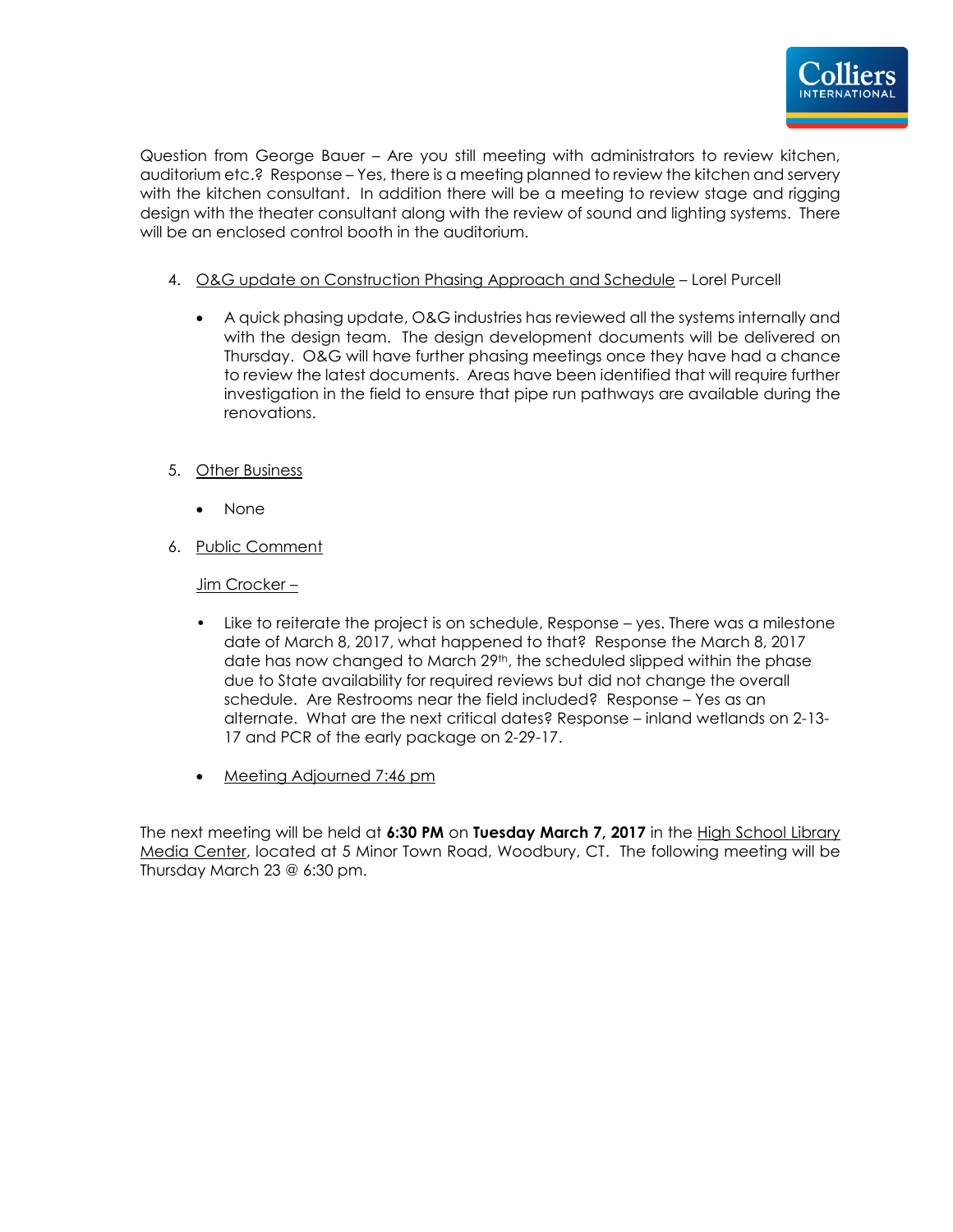Question from George Bauer – Are you still meeting with administrators to review kitchen, auditorium etc.? Response – Yes, there is a meeting planned to review the kitchen and servery with the kitchen consultant. In addition there will be a meeting to review stage and rigging design with the theater consultant along with the review of sound and lighting systems. There will be an enclosed control booth in the auditorium.

4. O&G update on Construction Phasing Approach and Schedule – Lorel Purcell

   - A quick phasing update, O&G industries has reviewed all the systems internally and with the design team. The design development documents will be delivered on Thursday. O&G will have further phasing meetings once they have had a chance to review the latest documents. Areas have been identified that will require further investigation in the field to ensure that pipe run pathways are available during the renovations.

5. Other Business

   - None

6. Public Comment

   Jim Crocker –

   - Like to reiterate the project is on schedule, Response – yes. There was a milestone date of March 8, 2017, what happened to that? Response the March 8, 2017 date has now changed to March 29th, the scheduled slipped within the phase due to State availability for required reviews but did not change the overall schedule. Are Restrooms near the field included? Response – Yes as an alternate. What are the next critical dates? Response – inland wetlands on 2-13-17 and PCR of the early package on 2-29-17.

   - Meeting Adjourned 7:46 pm

The next meeting will be held at **6:30 PM** on **Tuesday March 7, 2017** in the High School Library Media Center, located at 5 Minor Town Road, Woodbury, CT. The following meeting will be Thursday March 23 @ 6:30 pm.